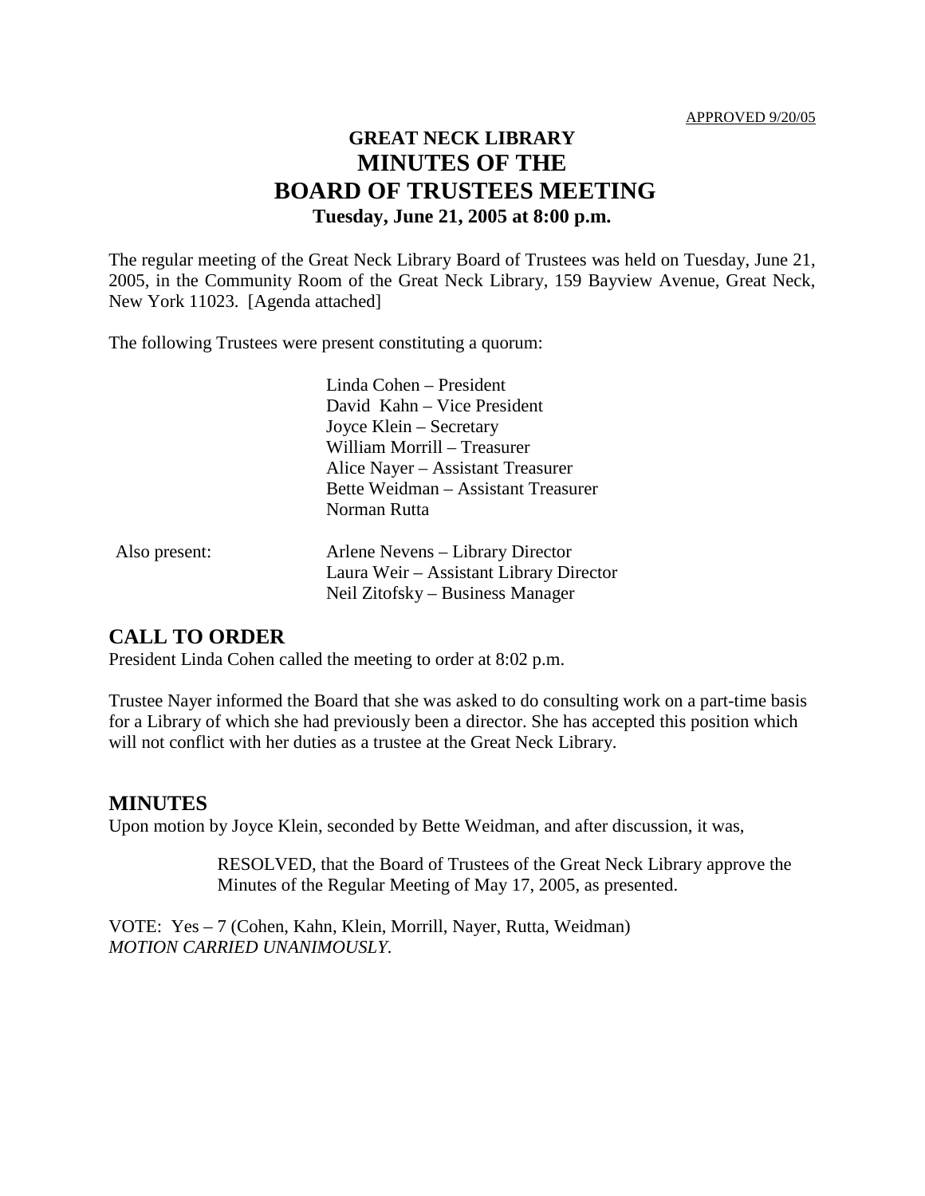APPROVED 9/20/05

# GREAT NECK LIBRARY
# MINUTES OF THE
# BOARD OF TRUSTEES MEETING
**Tuesday, June 21, 2005 at 8:00 p.m.**

The regular meeting of the Great Neck Library Board of Trustees was held on Tuesday, June 21, 2005, in the Community Room of the Great Neck Library, 159 Bayview Avenue, Great Neck, New York 11023. [Agenda attached]

The following Trustees were present constituting a quorum:

Linda Cohen – President
David Kahn – Vice President
Joyce Klein – Secretary
William Morrill – Treasurer
Alice Nayer – Assistant Treasurer
Bette Weidman – Assistant Treasurer
Norman Rutta

Also present:

Arlene Nevens – Library Director
Laura Weir – Assistant Library Director
Neil Zitofsky – Business Manager

## CALL TO ORDER

President Linda Cohen called the meeting to order at 8:02 p.m.

Trustee Nayer informed the Board that she was asked to do consulting work on a part-time basis for a Library of which she had previously been a director. She has accepted this position which will not conflict with her duties as a trustee at the Great Neck Library.

## MINUTES

Upon motion by Joyce Klein, seconded by Bette Weidman, and after discussion, it was,

> RESOLVED, that the Board of Trustees of the Great Neck Library approve the Minutes of the Regular Meeting of May 17, 2005, as presented.

VOTE: Yes – 7 (Cohen, Kahn, Klein, Morrill, Nayer, Rutta, Weidman)
*MOTION CARRIED UNANIMOUSLY*.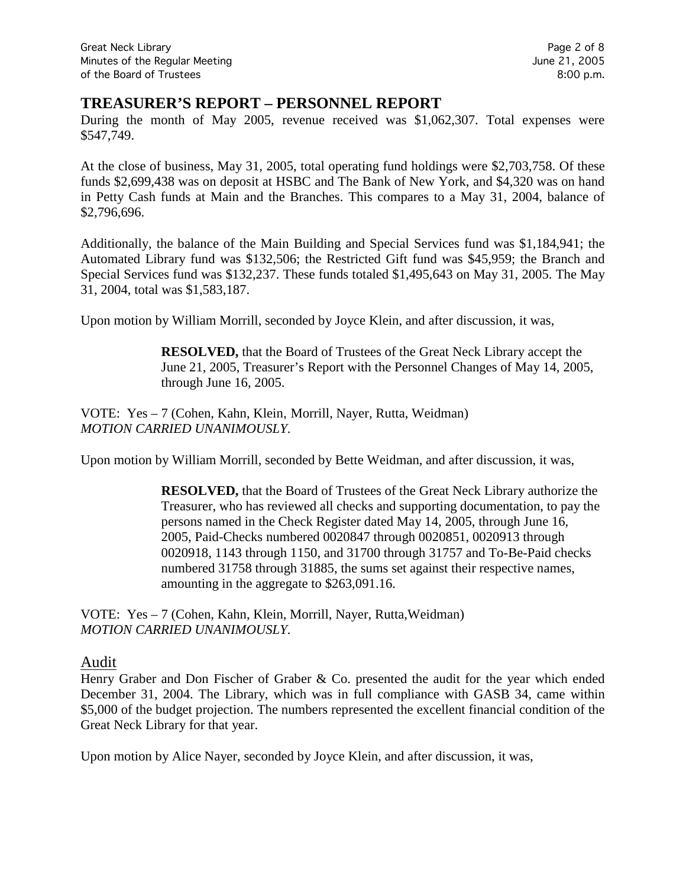## TREASURER'S REPORT – PERSONNEL REPORT

During the month of May 2005, revenue received was $1,062,307. Total expenses were $547,749.

At the close of business, May 31, 2005, total operating fund holdings were $2,703,758. Of these funds $2,699,438 was on deposit at HSBC and The Bank of New York, and $4,320 was on hand in Petty Cash funds at Main and the Branches. This compares to a May 31, 2004, balance of $2,796,696.

Additionally, the balance of the Main Building and Special Services fund was $1,184,941; the Automated Library fund was $132,506; the Restricted Gift fund was $45,959; the Branch and Special Services fund was $132,237. These funds totaled $1,495,643 on May 31, 2005. The May 31, 2004, total was $1,583,187.

Upon motion by William Morrill, seconded by Joyce Klein, and after discussion, it was,

> **RESOLVED,** that the Board of Trustees of the Great Neck Library accept the June 21, 2005, Treasurer's Report with the Personnel Changes of May 14, 2005, through June 16, 2005.

VOTE: Yes – 7 (Cohen, Kahn, Klein, Morrill, Nayer, Rutta, Weidman)
*MOTION CARRIED UNANIMOUSLY.*

Upon motion by William Morrill, seconded by Bette Weidman, and after discussion, it was,

> **RESOLVED,** that the Board of Trustees of the Great Neck Library authorize the Treasurer, who has reviewed all checks and supporting documentation, to pay the persons named in the Check Register dated May 14, 2005, through June 16, 2005, Paid-Checks numbered 0020847 through 0020851, 0020913 through 0020918, 1143 through 1150, and 31700 through 31757 and To-Be-Paid checks numbered 31758 through 31885, the sums set against their respective names, amounting in the aggregate to $263,091.16.

VOTE: Yes – 7 (Cohen, Kahn, Klein, Morrill, Nayer, Rutta,Weidman)
*MOTION CARRIED UNANIMOUSLY.*

### Audit

Henry Graber and Don Fischer of Graber & Co. presented the audit for the year which ended December 31, 2004. The Library, which was in full compliance with GASB 34, came within $5,000 of the budget projection. The numbers represented the excellent financial condition of the Great Neck Library for that year.

Upon motion by Alice Nayer, seconded by Joyce Klein, and after discussion, it was,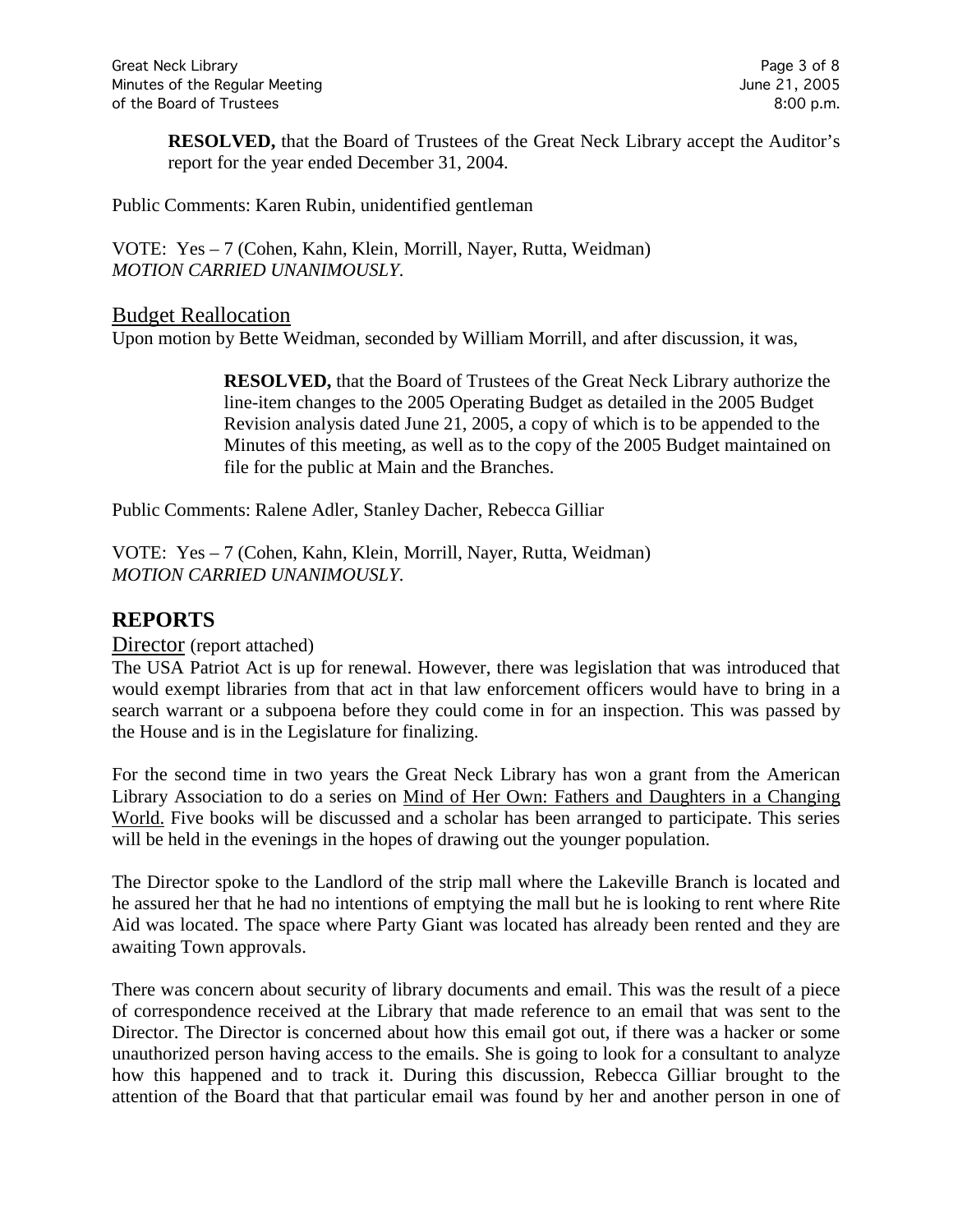**RESOLVED,** that the Board of Trustees of the Great Neck Library accept the Auditor's report for the year ended December 31, 2004.

Public Comments: Karen Rubin, unidentified gentleman

VOTE: Yes – 7 (Cohen, Kahn, Klein, Morrill, Nayer, Rutta, Weidman)
*MOTION CARRIED UNANIMOUSLY.*

### Budget Reallocation

Upon motion by Bette Weidman, seconded by William Morrill, and after discussion, it was,

> **RESOLVED,** that the Board of Trustees of the Great Neck Library authorize the line-item changes to the 2005 Operating Budget as detailed in the 2005 Budget Revision analysis dated June 21, 2005, a copy of which is to be appended to the Minutes of this meeting, as well as to the copy of the 2005 Budget maintained on file for the public at Main and the Branches.

Public Comments: Ralene Adler, Stanley Dacher, Rebecca Gilliar

VOTE: Yes – 7 (Cohen, Kahn, Klein, Morrill, Nayer, Rutta, Weidman)
*MOTION CARRIED UNANIMOUSLY.*

## REPORTS

### Director (report attached)

The USA Patriot Act is up for renewal. However, there was legislation that was introduced that would exempt libraries from that act in that law enforcement officers would have to bring in a search warrant or a subpoena before they could come in for an inspection. This was passed by the House and is in the Legislature for finalizing.

For the second time in two years the Great Neck Library has won a grant from the American Library Association to do a series on Mind of Her Own: Fathers and Daughters in a Changing World. Five books will be discussed and a scholar has been arranged to participate. This series will be held in the evenings in the hopes of drawing out the younger population.

The Director spoke to the Landlord of the strip mall where the Lakeville Branch is located and he assured her that he had no intentions of emptying the mall but he is looking to rent where Rite Aid was located. The space where Party Giant was located has already been rented and they are awaiting Town approvals.

There was concern about security of library documents and email. This was the result of a piece of correspondence received at the Library that made reference to an email that was sent to the Director. The Director is concerned about how this email got out, if there was a hacker or some unauthorized person having access to the emails. She is going to look for a consultant to analyze how this happened and to track it. During this discussion, Rebecca Gilliar brought to the attention of the Board that that particular email was found by her and another person in one of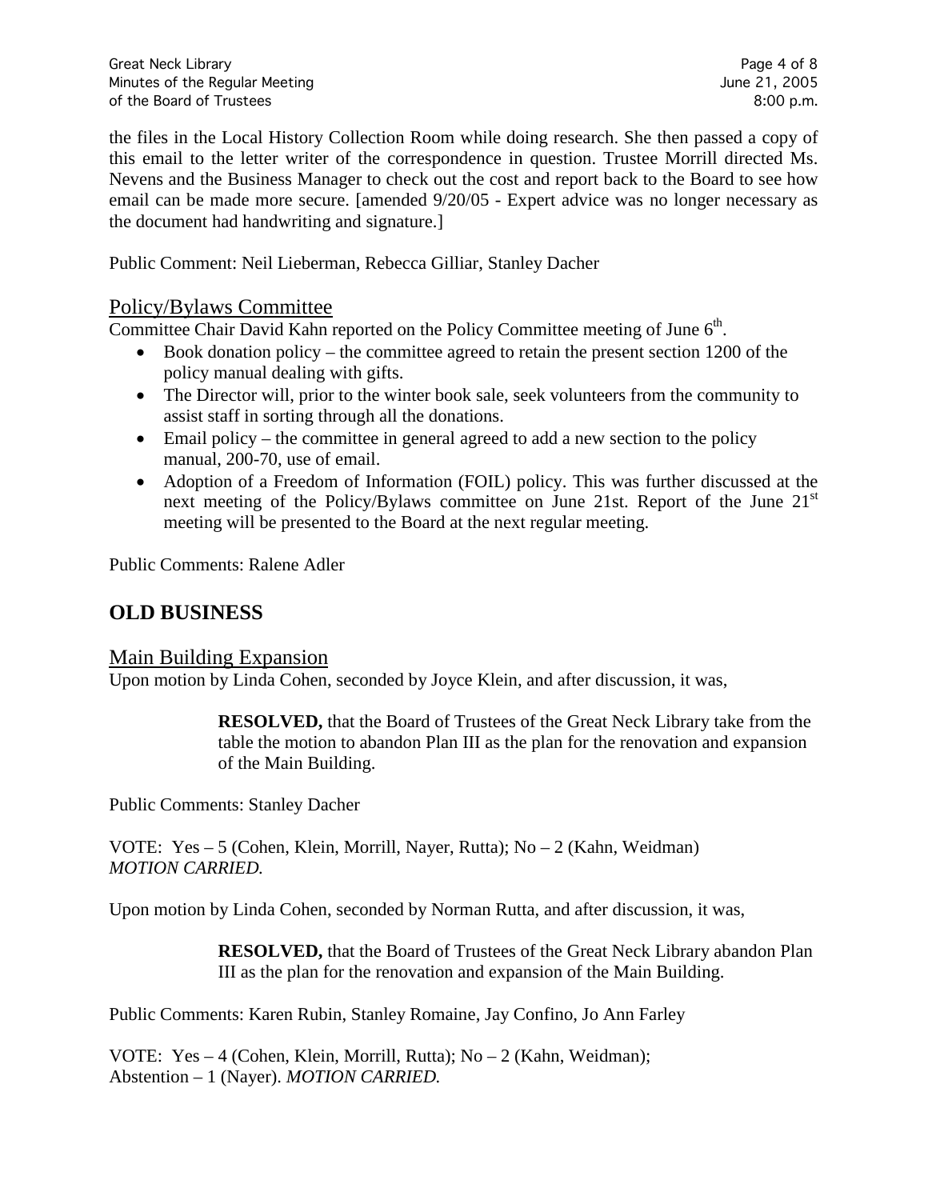the files in the Local History Collection Room while doing research. She then passed a copy of this email to the letter writer of the correspondence in question. Trustee Morrill directed Ms. Nevens and the Business Manager to check out the cost and report back to the Board to see how email can be made more secure. [amended 9/20/05 - Expert advice was no longer necessary as the document had handwriting and signature.]

Public Comment: Neil Lieberman, Rebecca Gilliar, Stanley Dacher

## Policy/Bylaws Committee

Committee Chair David Kahn reported on the Policy Committee meeting of June 6th.

- Book donation policy – the committee agreed to retain the present section 1200 of the policy manual dealing with gifts.
- The Director will, prior to the winter book sale, seek volunteers from the community to assist staff in sorting through all the donations.
- Email policy – the committee in general agreed to add a new section to the policy manual, 200-70, use of email.
- Adoption of a Freedom of Information (FOIL) policy. This was further discussed at the next meeting of the Policy/Bylaws committee on June 21st. Report of the June 21st meeting will be presented to the Board at the next regular meeting.

Public Comments: Ralene Adler

# OLD BUSINESS

## Main Building Expansion

Upon motion by Linda Cohen, seconded by Joyce Klein, and after discussion, it was,

> **RESOLVED,** that the Board of Trustees of the Great Neck Library take from the table the motion to abandon Plan III as the plan for the renovation and expansion of the Main Building.

Public Comments: Stanley Dacher

VOTE: Yes – 5 (Cohen, Klein, Morrill, Nayer, Rutta); No – 2 (Kahn, Weidman)
*MOTION CARRIED.*

Upon motion by Linda Cohen, seconded by Norman Rutta, and after discussion, it was,

> **RESOLVED,** that the Board of Trustees of the Great Neck Library abandon Plan III as the plan for the renovation and expansion of the Main Building.

Public Comments: Karen Rubin, Stanley Romaine, Jay Confino, Jo Ann Farley

VOTE: Yes – 4 (Cohen, Klein, Morrill, Rutta); No – 2 (Kahn, Weidman);
Abstention – 1 (Nayer). *MOTION CARRIED.*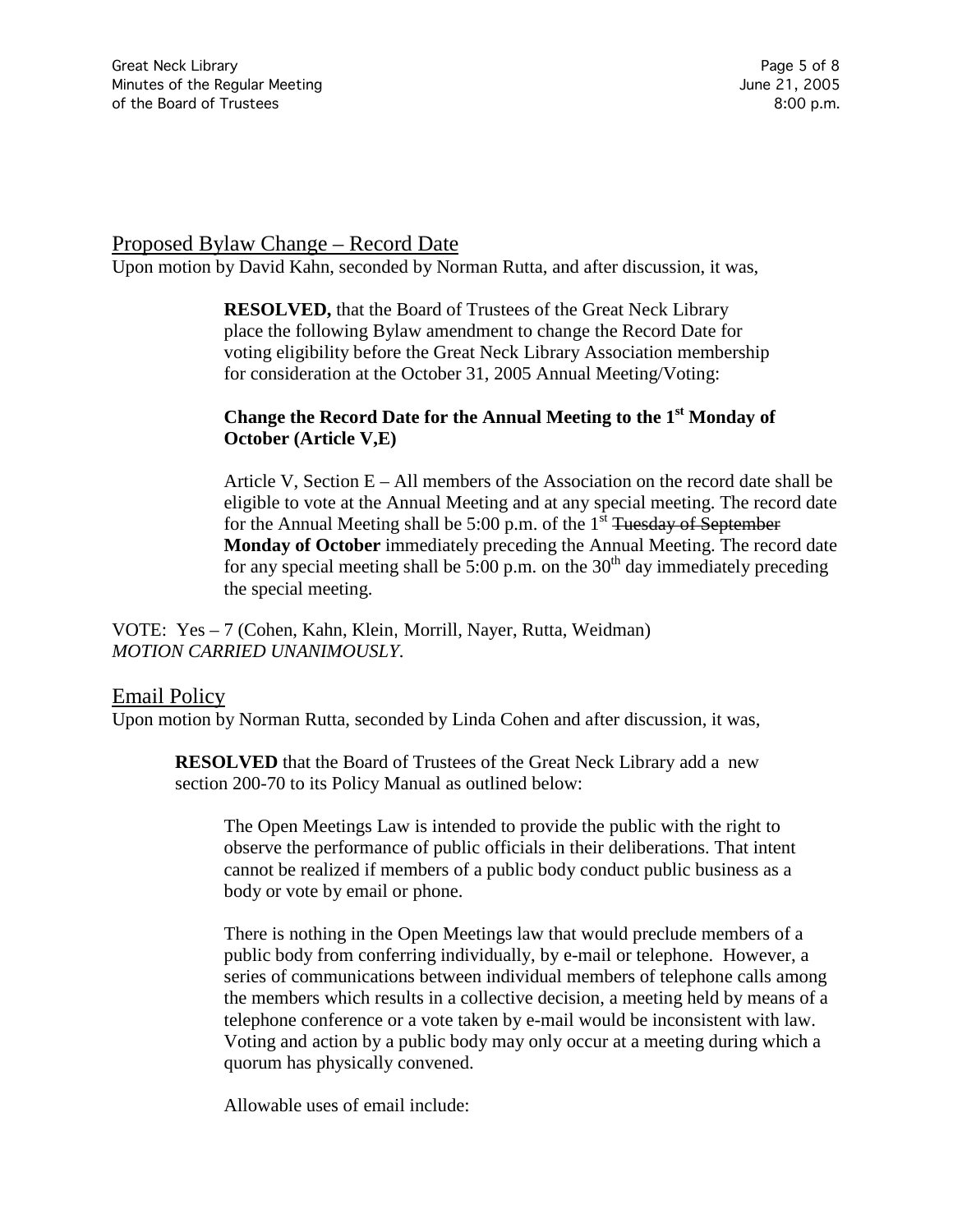## Proposed Bylaw Change – Record Date

Upon motion by David Kahn, seconded by Norman Rutta, and after discussion, it was,

> **RESOLVED,** that the Board of Trustees of the Great Neck Library place the following Bylaw amendment to change the Record Date for voting eligibility before the Great Neck Library Association membership for consideration at the October 31, 2005 Annual Meeting/Voting:
>
> **Change the Record Date for the Annual Meeting to the 1st Monday of October (Article V,E)**
>
> Article V, Section E – All members of the Association on the record date shall be eligible to vote at the Annual Meeting and at any special meeting. The record date for the Annual Meeting shall be 5:00 p.m. of the 1st ~~Tuesday of September~~ **Monday of October** immediately preceding the Annual Meeting. The record date for any special meeting shall be 5:00 p.m. on the 30th day immediately preceding the special meeting.

VOTE: Yes – 7 (Cohen, Kahn, Klein, Morrill, Nayer, Rutta, Weidman)
*MOTION CARRIED UNANIMOUSLY*.

## Email Policy

Upon motion by Norman Rutta, seconded by Linda Cohen and after discussion, it was,

> **RESOLVED** that the Board of Trustees of the Great Neck Library add a new section 200-70 to its Policy Manual as outlined below:
>
> The Open Meetings Law is intended to provide the public with the right to observe the performance of public officials in their deliberations. That intent cannot be realized if members of a public body conduct public business as a body or vote by email or phone.
>
> There is nothing in the Open Meetings law that would preclude members of a public body from conferring individually, by e-mail or telephone. However, a series of communications between individual members of telephone calls among the members which results in a collective decision, a meeting held by means of a telephone conference or a vote taken by e-mail would be inconsistent with law. Voting and action by a public body may only occur at a meeting during which a quorum has physically convened.
>
> Allowable uses of email include: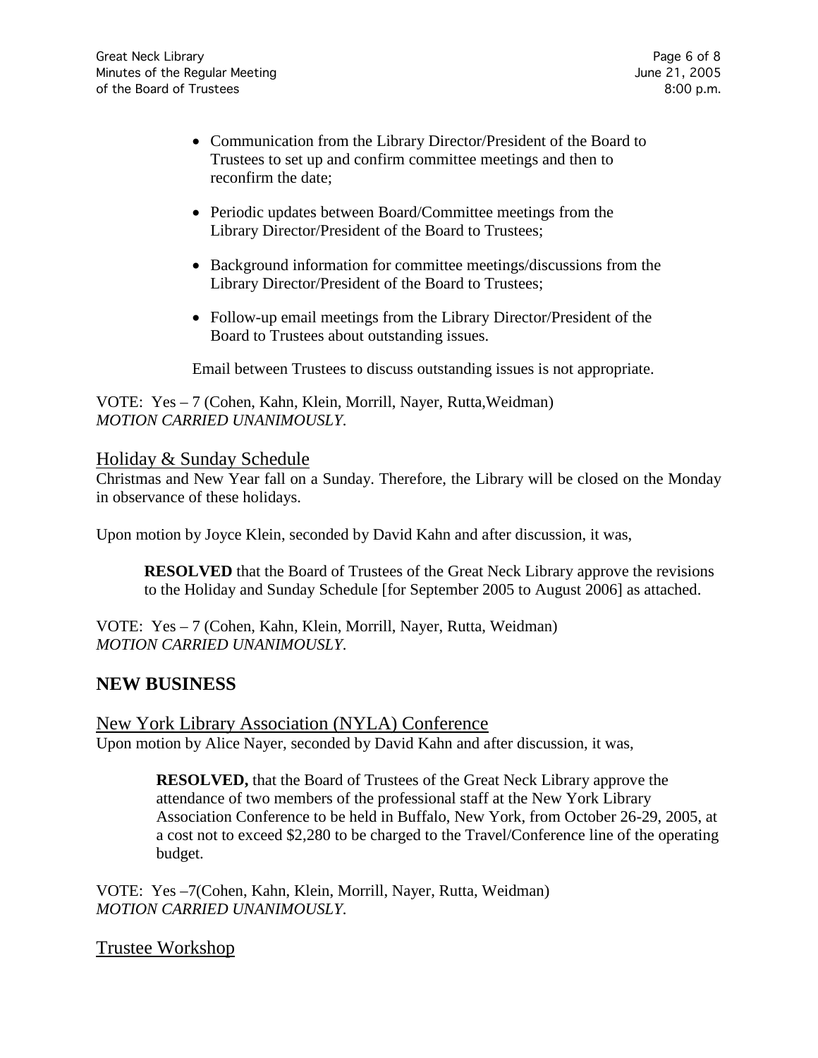- Communication from the Library Director/President of the Board to Trustees to set up and confirm committee meetings and then to reconfirm the date;

- Periodic updates between Board/Committee meetings from the Library Director/President of the Board to Trustees;

- Background information for committee meetings/discussions from the Library Director/President of the Board to Trustees;

- Follow-up email meetings from the Library Director/President of the Board to Trustees about outstanding issues.

Email between Trustees to discuss outstanding issues is not appropriate.

VOTE: Yes – 7 (Cohen, Kahn, Klein, Morrill, Nayer, Rutta,Weidman)
*MOTION CARRIED UNANIMOUSLY*.

## Holiday & Sunday Schedule

Christmas and New Year fall on a Sunday. Therefore, the Library will be closed on the Monday in observance of these holidays.

Upon motion by Joyce Klein, seconded by David Kahn and after discussion, it was,

> **RESOLVED** that the Board of Trustees of the Great Neck Library approve the revisions to the Holiday and Sunday Schedule [for September 2005 to August 2006] as attached.

VOTE: Yes – 7 (Cohen, Kahn, Klein, Morrill, Nayer, Rutta, Weidman)
*MOTION CARRIED UNANIMOUSLY*.

# NEW BUSINESS

## New York Library Association (NYLA) Conference

Upon motion by Alice Nayer, seconded by David Kahn and after discussion, it was,

> **RESOLVED,** that the Board of Trustees of the Great Neck Library approve the attendance of two members of the professional staff at the New York Library Association Conference to be held in Buffalo, New York, from October 26-29, 2005, at a cost not to exceed $2,280 to be charged to the Travel/Conference line of the operating budget.

VOTE: Yes –7(Cohen, Kahn, Klein, Morrill, Nayer, Rutta, Weidman)
*MOTION CARRIED UNANIMOUSLY*.

## Trustee Workshop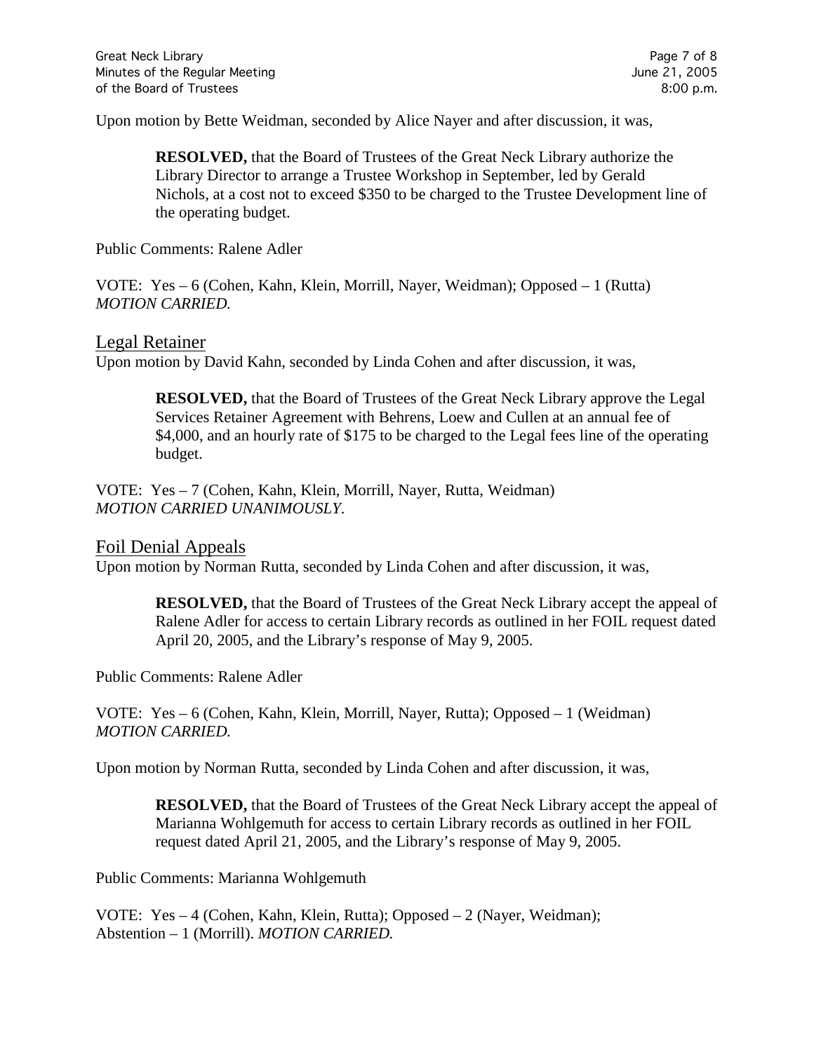Upon motion by Bette Weidman, seconded by Alice Nayer and after discussion, it was,

> **RESOLVED,** that the Board of Trustees of the Great Neck Library authorize the Library Director to arrange a Trustee Workshop in September, led by Gerald Nichols, at a cost not to exceed $350 to be charged to the Trustee Development line of the operating budget.

Public Comments: Ralene Adler

VOTE: Yes – 6 (Cohen, Kahn, Klein, Morrill, Nayer, Weidman); Opposed – 1 (Rutta)
*MOTION CARRIED.*

## Legal Retainer

Upon motion by David Kahn, seconded by Linda Cohen and after discussion, it was,

> **RESOLVED,** that the Board of Trustees of the Great Neck Library approve the Legal Services Retainer Agreement with Behrens, Loew and Cullen at an annual fee of $4,000, and an hourly rate of $175 to be charged to the Legal fees line of the operating budget.

VOTE: Yes – 7 (Cohen, Kahn, Klein, Morrill, Nayer, Rutta, Weidman)
*MOTION CARRIED UNANIMOUSLY.*

## Foil Denial Appeals

Upon motion by Norman Rutta, seconded by Linda Cohen and after discussion, it was,

> **RESOLVED,** that the Board of Trustees of the Great Neck Library accept the appeal of Ralene Adler for access to certain Library records as outlined in her FOIL request dated April 20, 2005, and the Library's response of May 9, 2005.

Public Comments: Ralene Adler

VOTE: Yes – 6 (Cohen, Kahn, Klein, Morrill, Nayer, Rutta); Opposed – 1 (Weidman)
*MOTION CARRIED.*

Upon motion by Norman Rutta, seconded by Linda Cohen and after discussion, it was,

> **RESOLVED,** that the Board of Trustees of the Great Neck Library accept the appeal of Marianna Wohlgemuth for access to certain Library records as outlined in her FOIL request dated April 21, 2005, and the Library's response of May 9, 2005.

Public Comments: Marianna Wohlgemuth

VOTE: Yes – 4 (Cohen, Kahn, Klein, Rutta); Opposed – 2 (Nayer, Weidman);
Abstention – 1 (Morrill). *MOTION CARRIED.*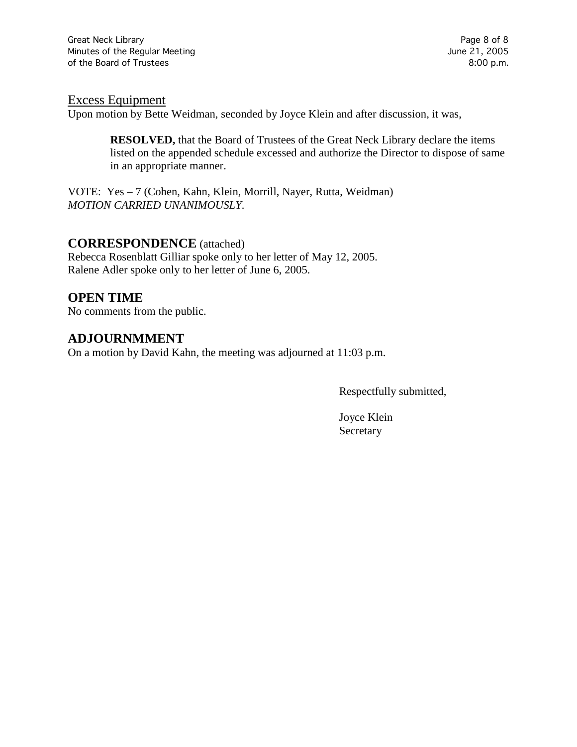## Excess Equipment

Upon motion by Bette Weidman, seconded by Joyce Klein and after discussion, it was,

> **RESOLVED,** that the Board of Trustees of the Great Neck Library declare the items listed on the appended schedule excessed and authorize the Director to dispose of same in an appropriate manner.

VOTE: Yes – 7 (Cohen, Kahn, Klein, Morrill, Nayer, Rutta, Weidman)
*MOTION CARRIED UNANIMOUSLY*.

## **CORRESPONDENCE** (attached)

Rebecca Rosenblatt Gilliar spoke only to her letter of May 12, 2005.
Ralene Adler spoke only to her letter of June 6, 2005.

## **OPEN TIME**

No comments from the public.

## **ADJOURNMMENT**

On a motion by David Kahn, the meeting was adjourned at 11:03 p.m.

Respectfully submitted,

Joyce Klein
Secretary